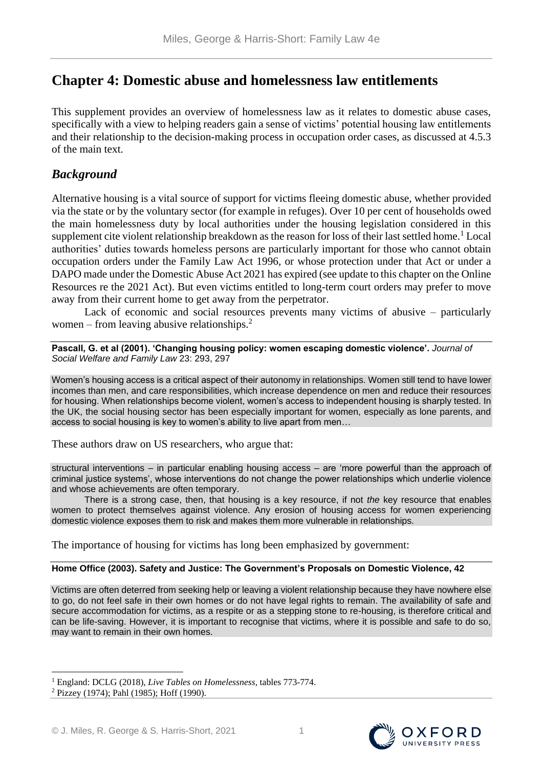# Chapter 4: Domestic abuse and homelessness law entitlements

This supplement provides an overview of homelessness law as it relates to domestic abuse cases, specifically with a view to helping readers gain a sense of victims' potential housing law entitlements and their relationship to the decision-making process in occupation order cases, as discussed at 4.5.3 of the main text.

## *Background*

Alternative housing is a vital source of support for victims fleeing domestic abuse, whether provided via the state or by the voluntary sector (for example in refuges). Over 10 per cent of households owed the main homelessness duty by local authorities under the housing legislation considered in this supplement cite violent relationship breakdown as the reason for loss of their last settled home.[1] Local authorities' duties towards homeless persons are particularly important for those who cannot obtain occupation orders under the Family Law Act 1996, or whose protection under that Act or under a DAPO made under the Domestic Abuse Act 2021 has expired (see update to this chapter on the Online Resources re the 2021 Act). But even victims entitled to long-term court orders may prefer to move away from their current home to get away from the perpetrator.

Lack of economic and social resources prevents many victims of abusive – particularly women – from leaving abusive relationships.[2]

**Pascall, G. et al (2001). 'Changing housing policy: women escaping domestic violence'.** *Journal of Social Welfare and Family Law* 23: 293, 297

> Women's housing access is a critical aspect of their autonomy in relationships. Women still tend to have lower incomes than men, and care responsibilities, which increase dependence on men and reduce their resources for housing. When relationships become violent, women's access to independent housing is sharply tested. In the UK, the social housing sector has been especially important for women, especially as lone parents, and access to social housing is key to women's ability to live apart from men…

These authors draw on US researchers, who argue that:

> structural interventions – in particular enabling housing access – are 'more powerful than the approach of criminal justice systems', whose interventions do not change the power relationships which underlie violence and whose achievements are often temporary.
>
> There is a strong case, then, that housing is a key resource, if not *the* key resource that enables women to protect themselves against violence. Any erosion of housing access for women experiencing domestic violence exposes them to risk and makes them more vulnerable in relationships.

The importance of housing for victims has long been emphasized by government:

**Home Office (2003). Safety and Justice: The Government's Proposals on Domestic Violence, 42**

> Victims are often deterred from seeking help or leaving a violent relationship because they have nowhere else to go, do not feel safe in their own homes or do not have legal rights to remain. The availability of safe and secure accommodation for victims, as a respite or as a stepping stone to re-housing, is therefore critical and can be life-saving. However, it is important to recognise that victims, where it is possible and safe to do so, may want to remain in their own homes.

---

[1] England: DCLG (2018), *Live Tables on Homelessness,* tables 773-774.

[2] Pizzey (1974); Pahl (1985); Hoff (1990).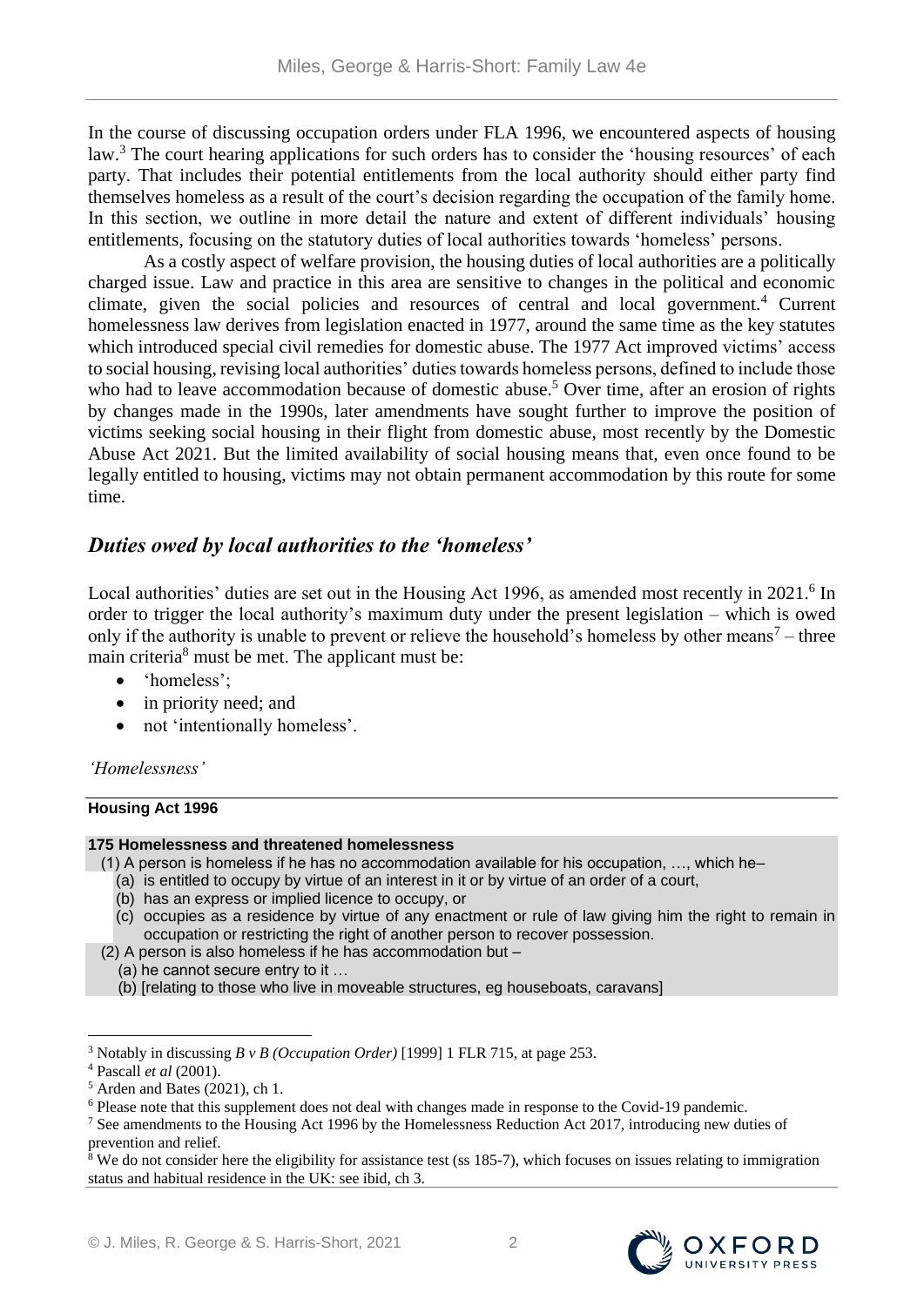In the course of discussing occupation orders under FLA 1996, we encountered aspects of housing law.[3] The court hearing applications for such orders has to consider the 'housing resources' of each party. That includes their potential entitlements from the local authority should either party find themselves homeless as a result of the court's decision regarding the occupation of the family home. In this section, we outline in more detail the nature and extent of different individuals' housing entitlements, focusing on the statutory duties of local authorities towards 'homeless' persons.

As a costly aspect of welfare provision, the housing duties of local authorities are a politically charged issue. Law and practice in this area are sensitive to changes in the political and economic climate, given the social policies and resources of central and local government.[4] Current homelessness law derives from legislation enacted in 1977, around the same time as the key statutes which introduced special civil remedies for domestic abuse. The 1977 Act improved victims' access to social housing, revising local authorities' duties towards homeless persons, defined to include those who had to leave accommodation because of domestic abuse.[5] Over time, after an erosion of rights by changes made in the 1990s, later amendments have sought further to improve the position of victims seeking social housing in their flight from domestic abuse, most recently by the Domestic Abuse Act 2021. But the limited availability of social housing means that, even once found to be legally entitled to housing, victims may not obtain permanent accommodation by this route for some time.

## *Duties owed by local authorities to the 'homeless'*

Local authorities' duties are set out in the Housing Act 1996, as amended most recently in 2021.[6] In order to trigger the local authority's maximum duty under the present legislation – which is owed only if the authority is unable to prevent or relieve the household's homeless by other means[7] – three main criteria[8] must be met. The applicant must be:

- 'homeless';
- in priority need; and
- not 'intentionally homeless'.

*'Homelessness'*

**Housing Act 1996**

**175 Homelessness and threatened homelessness**

(1) A person is homeless if he has no accommodation available for his occupation, …, which he–

(a) is entitled to occupy by virtue of an interest in it or by virtue of an order of a court,

(b) has an express or implied licence to occupy, or

(c) occupies as a residence by virtue of any enactment or rule of law giving him the right to remain in occupation or restricting the right of another person to recover possession.

(2) A person is also homeless if he has accommodation but –

(a) he cannot secure entry to it …

(b) [relating to those who live in moveable structures, eg houseboats, caravans]

---

[3] Notably in discussing *B v B (Occupation Order)* [1999] 1 FLR 715, at page 253.

[4] Pascall *et al* (2001).

[5] Arden and Bates (2021), ch 1.

[6] Please note that this supplement does not deal with changes made in response to the Covid-19 pandemic.

[7] See amendments to the Housing Act 1996 by the Homelessness Reduction Act 2017, introducing new duties of prevention and relief.

[8] We do not consider here the eligibility for assistance test (ss 185-7), which focuses on issues relating to immigration status and habitual residence in the UK: see ibid, ch 3.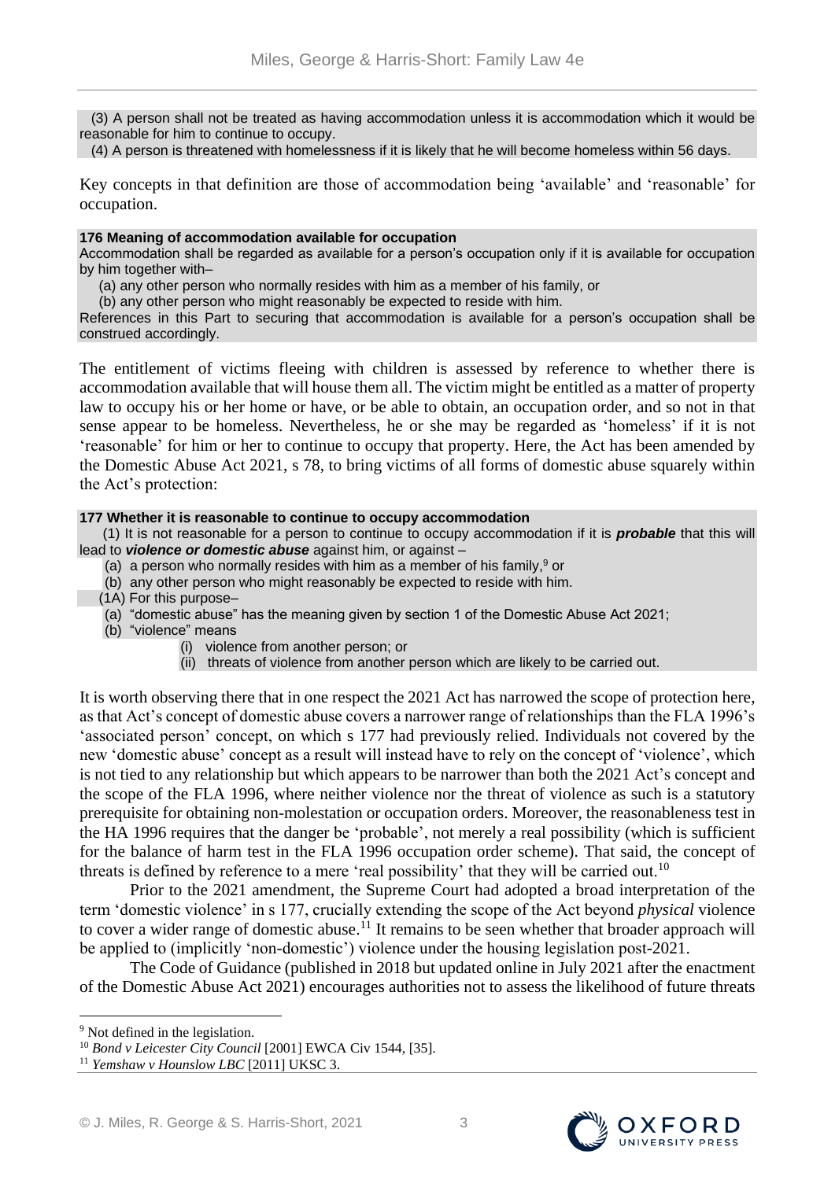(3) A person shall not be treated as having accommodation unless it is accommodation which it would be reasonable for him to continue to occupy.

(4) A person is threatened with homelessness if it is likely that he will become homeless within 56 days.

Key concepts in that definition are those of accommodation being 'available' and 'reasonable' for occupation.

**176 Meaning of accommodation available for occupation**

Accommodation shall be regarded as available for a person's occupation only if it is available for occupation by him together with–

(a) any other person who normally resides with him as a member of his family, or

(b) any other person who might reasonably be expected to reside with him.

References in this Part to securing that accommodation is available for a person's occupation shall be construed accordingly.

The entitlement of victims fleeing with children is assessed by reference to whether there is accommodation available that will house them all. The victim might be entitled as a matter of property law to occupy his or her home or have, or be able to obtain, an occupation order, and so not in that sense appear to be homeless. Nevertheless, he or she may be regarded as 'homeless' if it is not 'reasonable' for him or her to continue to occupy that property. Here, the Act has been amended by the Domestic Abuse Act 2021, s 78, to bring victims of all forms of domestic abuse squarely within the Act's protection:

**177 Whether it is reasonable to continue to occupy accommodation**

(1) It is not reasonable for a person to continue to occupy accommodation if it is ***probable*** that this will lead to ***violence or domestic abuse*** against him, or against –

(a) a person who normally resides with him as a member of his family,[9] or

(b) any other person who might reasonably be expected to reside with him.

(1A) For this purpose–

(a) "domestic abuse" has the meaning given by section 1 of the Domestic Abuse Act 2021;

(b) "violence" means

(i) violence from another person; or

(ii) threats of violence from another person which are likely to be carried out.

It is worth observing there that in one respect the 2021 Act has narrowed the scope of protection here, as that Act's concept of domestic abuse covers a narrower range of relationships than the FLA 1996's 'associated person' concept, on which s 177 had previously relied. Individuals not covered by the new 'domestic abuse' concept as a result will instead have to rely on the concept of 'violence', which is not tied to any relationship but which appears to be narrower than both the 2021 Act's concept and the scope of the FLA 1996, where neither violence nor the threat of violence as such is a statutory prerequisite for obtaining non-molestation or occupation orders. Moreover, the reasonableness test in the HA 1996 requires that the danger be 'probable', not merely a real possibility (which is sufficient for the balance of harm test in the FLA 1996 occupation order scheme). That said, the concept of threats is defined by reference to a mere 'real possibility' that they will be carried out.[10]

Prior to the 2021 amendment, the Supreme Court had adopted a broad interpretation of the term 'domestic violence' in s 177, crucially extending the scope of the Act beyond *physical* violence to cover a wider range of domestic abuse.[11] It remains to be seen whether that broader approach will be applied to (implicitly 'non-domestic') violence under the housing legislation post-2021.

The Code of Guidance (published in 2018 but updated online in July 2021 after the enactment of the Domestic Abuse Act 2021) encourages authorities not to assess the likelihood of future threats

---

[9] Not defined in the legislation.

[10] *Bond v Leicester City Council* [2001] EWCA Civ 1544, [35].

[11] *Yemshaw v Hounslow LBC* [2011] UKSC 3.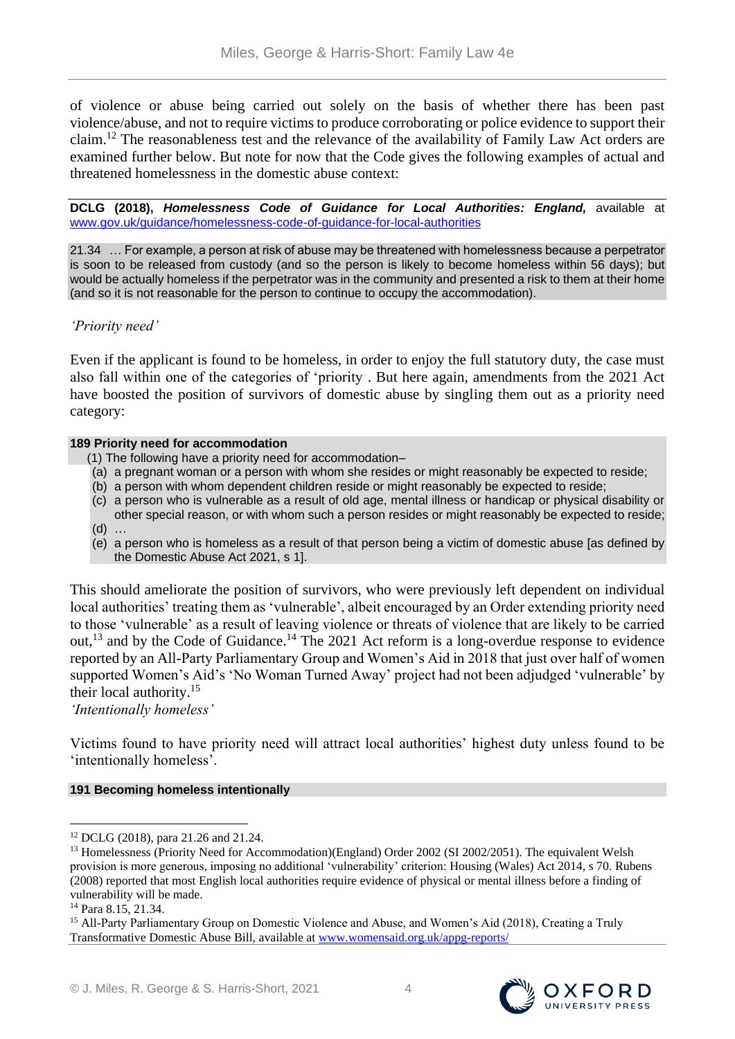of violence or abuse being carried out solely on the basis of whether there has been past violence/abuse, and not to require victims to produce corroborating or police evidence to support their claim.[12] The reasonableness test and the relevance of the availability of Family Law Act orders are examined further below. But note for now that the Code gives the following examples of actual and threatened homelessness in the domestic abuse context:

**DCLG (2018), *Homelessness Code of Guidance for Local Authorities: England,*** available at www.gov.uk/guidance/homelessness-code-of-guidance-for-local-authorities

> 21.34 … For example, a person at risk of abuse may be threatened with homelessness because a perpetrator is soon to be released from custody (and so the person is likely to become homeless within 56 days); but would be actually homeless if the perpetrator was in the community and presented a risk to them at their home (and so it is not reasonable for the person to continue to occupy the accommodation).

*'Priority need'*

Even if the applicant is found to be homeless, in order to enjoy the full statutory duty, the case must also fall within one of the categories of 'priority . But here again, amendments from the 2021 Act have boosted the position of survivors of domestic abuse by singling them out as a priority need category:

> **189 Priority need for accommodation**
>
> (1) The following have a priority need for accommodation–
>
> (a) a pregnant woman or a person with whom she resides or might reasonably be expected to reside;
>
> (b) a person with whom dependent children reside or might reasonably be expected to reside;
>
> (c) a person who is vulnerable as a result of old age, mental illness or handicap or physical disability or other special reason, or with whom such a person resides or might reasonably be expected to reside;
>
> (d) …
>
> (e) a person who is homeless as a result of that person being a victim of domestic abuse [as defined by the Domestic Abuse Act 2021, s 1].

This should ameliorate the position of survivors, who were previously left dependent on individual local authorities' treating them as 'vulnerable', albeit encouraged by an Order extending priority need to those 'vulnerable' as a result of leaving violence or threats of violence that are likely to be carried out,[13] and by the Code of Guidance.[14] The 2021 Act reform is a long-overdue response to evidence reported by an All-Party Parliamentary Group and Women's Aid in 2018 that just over half of women supported Women's Aid's 'No Woman Turned Away' project had not been adjudged 'vulnerable' by their local authority.[15]

*'Intentionally homeless'*

Victims found to have priority need will attract local authorities' highest duty unless found to be 'intentionally homeless'.

> **191 Becoming homeless intentionally**

---

[12] DCLG (2018), para 21.26 and 21.24.

[13] Homelessness (Priority Need for Accommodation)(England) Order 2002 (SI 2002/2051). The equivalent Welsh provision is more generous, imposing no additional 'vulnerability' criterion: Housing (Wales) Act 2014, s 70. Rubens (2008) reported that most English local authorities require evidence of physical or mental illness before a finding of vulnerability will be made.

[14] Para 8.15, 21.34.

[15] All-Party Parliamentary Group on Domestic Violence and Abuse, and Women's Aid (2018), Creating a Truly Transformative Domestic Abuse Bill, available at www.womensaid.org.uk/appg-reports/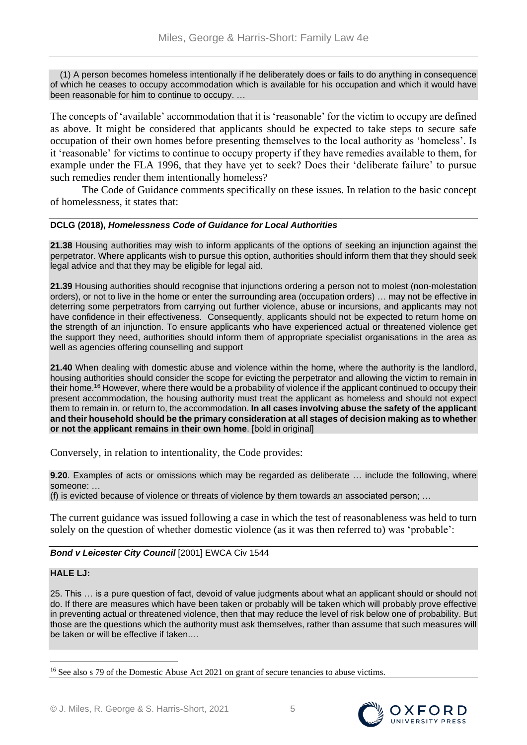(1) A person becomes homeless intentionally if he deliberately does or fails to do anything in consequence of which he ceases to occupy accommodation which is available for his occupation and which it would have been reasonable for him to continue to occupy. …

The concepts of 'available' accommodation that it is 'reasonable' for the victim to occupy are defined as above. It might be considered that applicants should be expected to take steps to secure safe occupation of their own homes before presenting themselves to the local authority as 'homeless'. Is it 'reasonable' for victims to continue to occupy property if they have remedies available to them, for example under the FLA 1996, that they have yet to seek? Does their 'deliberate failure' to pursue such remedies render them intentionally homeless?

The Code of Guidance comments specifically on these issues. In relation to the basic concept of homelessness, it states that:

**DCLG (2018), *Homelessness Code of Guidance for Local Authorities***

**21.38** Housing authorities may wish to inform applicants of the options of seeking an injunction against the perpetrator. Where applicants wish to pursue this option, authorities should inform them that they should seek legal advice and that they may be eligible for legal aid.

**21.39** Housing authorities should recognise that injunctions ordering a person not to molest (non-molestation orders), or not to live in the home or enter the surrounding area (occupation orders) … may not be effective in deterring some perpetrators from carrying out further violence, abuse or incursions, and applicants may not have confidence in their effectiveness. Consequently, applicants should not be expected to return home on the strength of an injunction. To ensure applicants who have experienced actual or threatened violence get the support they need, authorities should inform them of appropriate specialist organisations in the area as well as agencies offering counselling and support

**21.40** When dealing with domestic abuse and violence within the home, where the authority is the landlord, housing authorities should consider the scope for evicting the perpetrator and allowing the victim to remain in their home.[16] However, where there would be a probability of violence if the applicant continued to occupy their present accommodation, the housing authority must treat the applicant as homeless and should not expect them to remain in, or return to, the accommodation. **In all cases involving abuse the safety of the applicant and their household should be the primary consideration at all stages of decision making as to whether or not the applicant remains in their own home**. [bold in original]

Conversely, in relation to intentionality, the Code provides:

**9.20**. Examples of acts or omissions which may be regarded as deliberate … include the following, where someone: …
(f) is evicted because of violence or threats of violence by them towards an associated person; …

The current guidance was issued following a case in which the test of reasonableness was held to turn solely on the question of whether domestic violence (as it was then referred to) was 'probable':

***Bond v Leicester City Council*** [2001] EWCA Civ 1544

**HALE LJ:**

25. This … is a pure question of fact, devoid of value judgments about what an applicant should or should not do. If there are measures which have been taken or probably will be taken which will probably prove effective in preventing actual or threatened violence, then that may reduce the level of risk below one of probability. But those are the questions which the authority must ask themselves, rather than assume that such measures will be taken or will be effective if taken.…

[16] See also s 79 of the Domestic Abuse Act 2021 on grant of secure tenancies to abuse victims.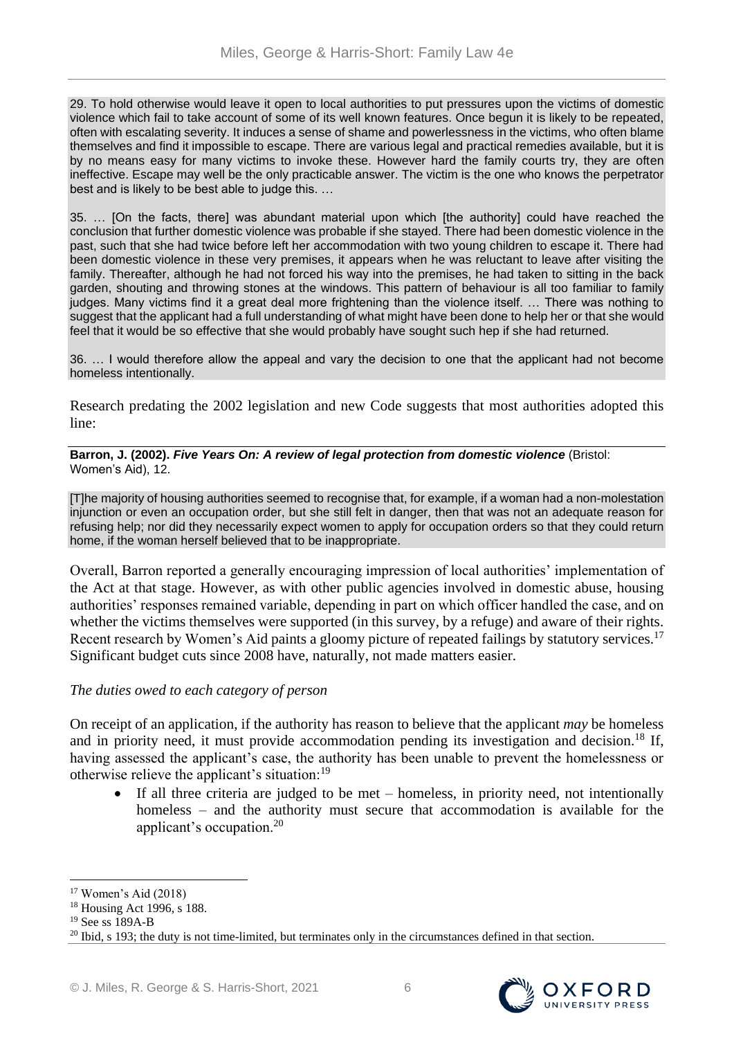29. To hold otherwise would leave it open to local authorities to put pressures upon the victims of domestic violence which fail to take account of some of its well known features. Once begun it is likely to be repeated, often with escalating severity. It induces a sense of shame and powerlessness in the victims, who often blame themselves and find it impossible to escape. There are various legal and practical remedies available, but it is by no means easy for many victims to invoke these. However hard the family courts try, they are often ineffective. Escape may well be the only practicable answer. The victim is the one who knows the perpetrator best and is likely to be best able to judge this. …

35. … [On the facts, there] was abundant material upon which [the authority] could have reached the conclusion that further domestic violence was probable if she stayed. There had been domestic violence in the past, such that she had twice before left her accommodation with two young children to escape it. There had been domestic violence in these very premises, it appears when he was reluctant to leave after visiting the family. Thereafter, although he had not forced his way into the premises, he had taken to sitting in the back garden, shouting and throwing stones at the windows. This pattern of behaviour is all too familiar to family judges. Many victims find it a great deal more frightening than the violence itself. … There was nothing to suggest that the applicant had a full understanding of what might have been done to help her or that she would feel that it would be so effective that she would probably have sought such hep if she had returned.

36. … I would therefore allow the appeal and vary the decision to one that the applicant had not become homeless intentionally.

Research predating the 2002 legislation and new Code suggests that most authorities adopted this line:

**Barron, J. (2002).** ***Five Years On: A review of legal protection from domestic violence*** (Bristol: Women's Aid), 12.

[T]he majority of housing authorities seemed to recognise that, for example, if a woman had a non-molestation injunction or even an occupation order, but she still felt in danger, then that was not an adequate reason for refusing help; nor did they necessarily expect women to apply for occupation orders so that they could return home, if the woman herself believed that to be inappropriate.

Overall, Barron reported a generally encouraging impression of local authorities' implementation of the Act at that stage. However, as with other public agencies involved in domestic abuse, housing authorities' responses remained variable, depending in part on which officer handled the case, and on whether the victims themselves were supported (in this survey, by a refuge) and aware of their rights. Recent research by Women's Aid paints a gloomy picture of repeated failings by statutory services.[17] Significant budget cuts since 2008 have, naturally, not made matters easier.

*The duties owed to each category of person*

On receipt of an application, if the authority has reason to believe that the applicant *may* be homeless and in priority need, it must provide accommodation pending its investigation and decision.[18] If, having assessed the applicant's case, the authority has been unable to prevent the homelessness or otherwise relieve the applicant's situation:[19]

- If all three criteria are judged to be met – homeless, in priority need, not intentionally homeless – and the authority must secure that accommodation is available for the applicant's occupation.[20]

---

[17] Women's Aid (2018)

[18] Housing Act 1996, s 188.

[19] See ss 189A-B

[20] Ibid, s 193; the duty is not time-limited, but terminates only in the circumstances defined in that section.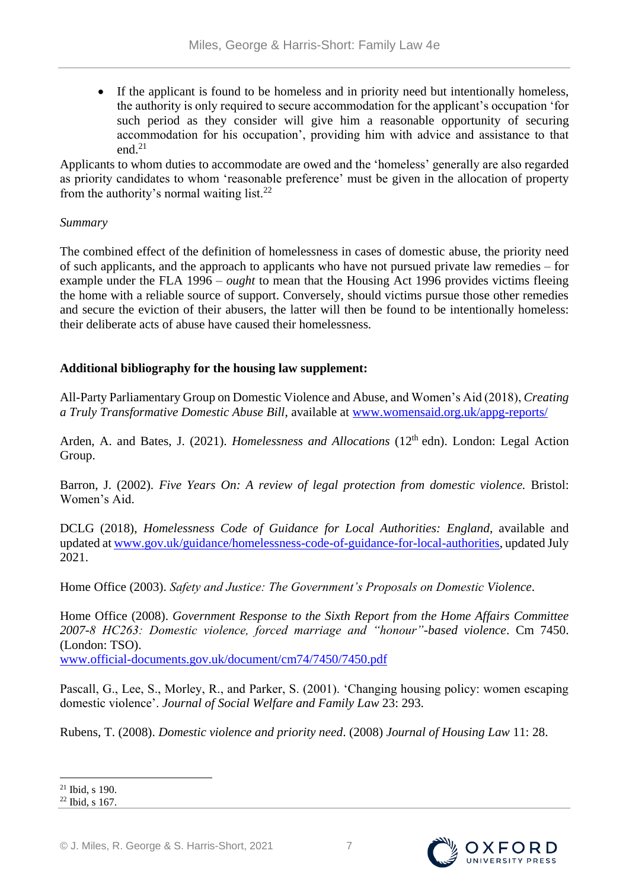- If the applicant is found to be homeless and in priority need but intentionally homeless, the authority is only required to secure accommodation for the applicant's occupation 'for such period as they consider will give him a reasonable opportunity of securing accommodation for his occupation', providing him with advice and assistance to that end.[21]

Applicants to whom duties to accommodate are owed and the 'homeless' generally are also regarded as priority candidates to whom 'reasonable preference' must be given in the allocation of property from the authority's normal waiting list.[22]

*Summary*

The combined effect of the definition of homelessness in cases of domestic abuse, the priority need of such applicants, and the approach to applicants who have not pursued private law remedies – for example under the FLA 1996 – *ought* to mean that the Housing Act 1996 provides victims fleeing the home with a reliable source of support. Conversely, should victims pursue those other remedies and secure the eviction of their abusers, the latter will then be found to be intentionally homeless: their deliberate acts of abuse have caused their homelessness.

**Additional bibliography for the housing law supplement:**

All-Party Parliamentary Group on Domestic Violence and Abuse, and Women's Aid (2018), *Creating a Truly Transformative Domestic Abuse Bill*, available at www.womensaid.org.uk/appg-reports/

Arden, A. and Bates, J. (2021). *Homelessness and Allocations* (12th edn). London: Legal Action Group.

Barron, J. (2002). *Five Years On: A review of legal protection from domestic violence.* Bristol: Women's Aid.

DCLG (2018), *Homelessness Code of Guidance for Local Authorities: England*, available and updated at www.gov.uk/guidance/homelessness-code-of-guidance-for-local-authorities, updated July 2021.

Home Office (2003). *Safety and Justice: The Government's Proposals on Domestic Violence*.

Home Office (2008). *Government Response to the Sixth Report from the Home Affairs Committee 2007-8 HC263: Domestic violence, forced marriage and "honour"-based violence*. Cm 7450. (London: TSO).
www.official-documents.gov.uk/document/cm74/7450/7450.pdf

Pascall, G., Lee, S., Morley, R., and Parker, S. (2001). 'Changing housing policy: women escaping domestic violence'. *Journal of Social Welfare and Family Law* 23: 293.

Rubens, T. (2008). *Domestic violence and priority need*. (2008) *Journal of Housing Law* 11: 28.

---

[21] Ibid, s 190.

[22] Ibid, s 167.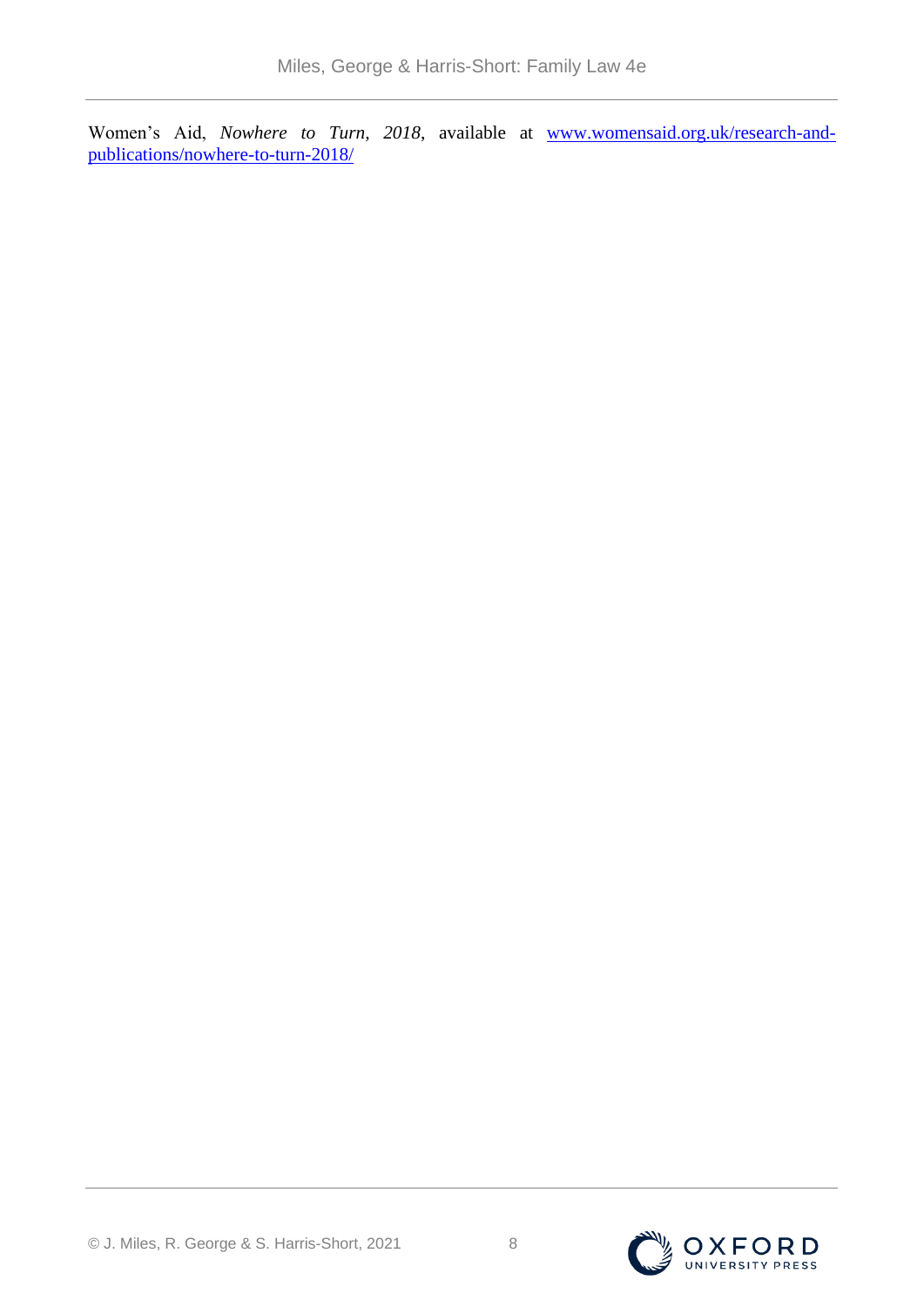Women's Aid, *Nowhere to Turn, 2018*, available at [www.womensaid.org.uk/research-and-publications/nowhere-to-turn-2018/](www.womensaid.org.uk/research-and-publications/nowhere-to-turn-2018/)